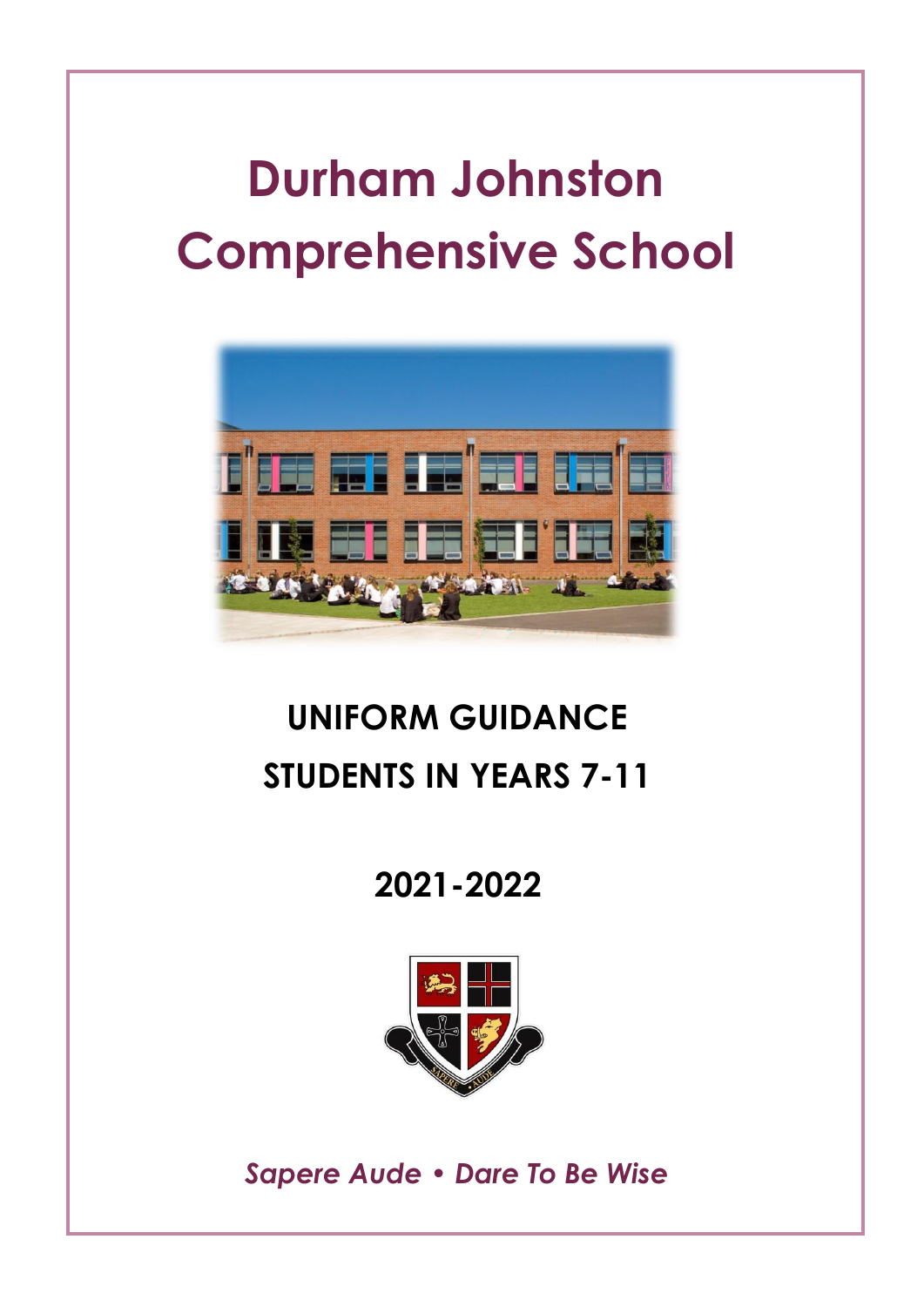# Durham Johnston Comprehensive School

## UNIFORM GUIDANCE

## STUDENTS IN YEARS 7-11

## 2021-2022

*Sapere Aude • Dare To Be Wise*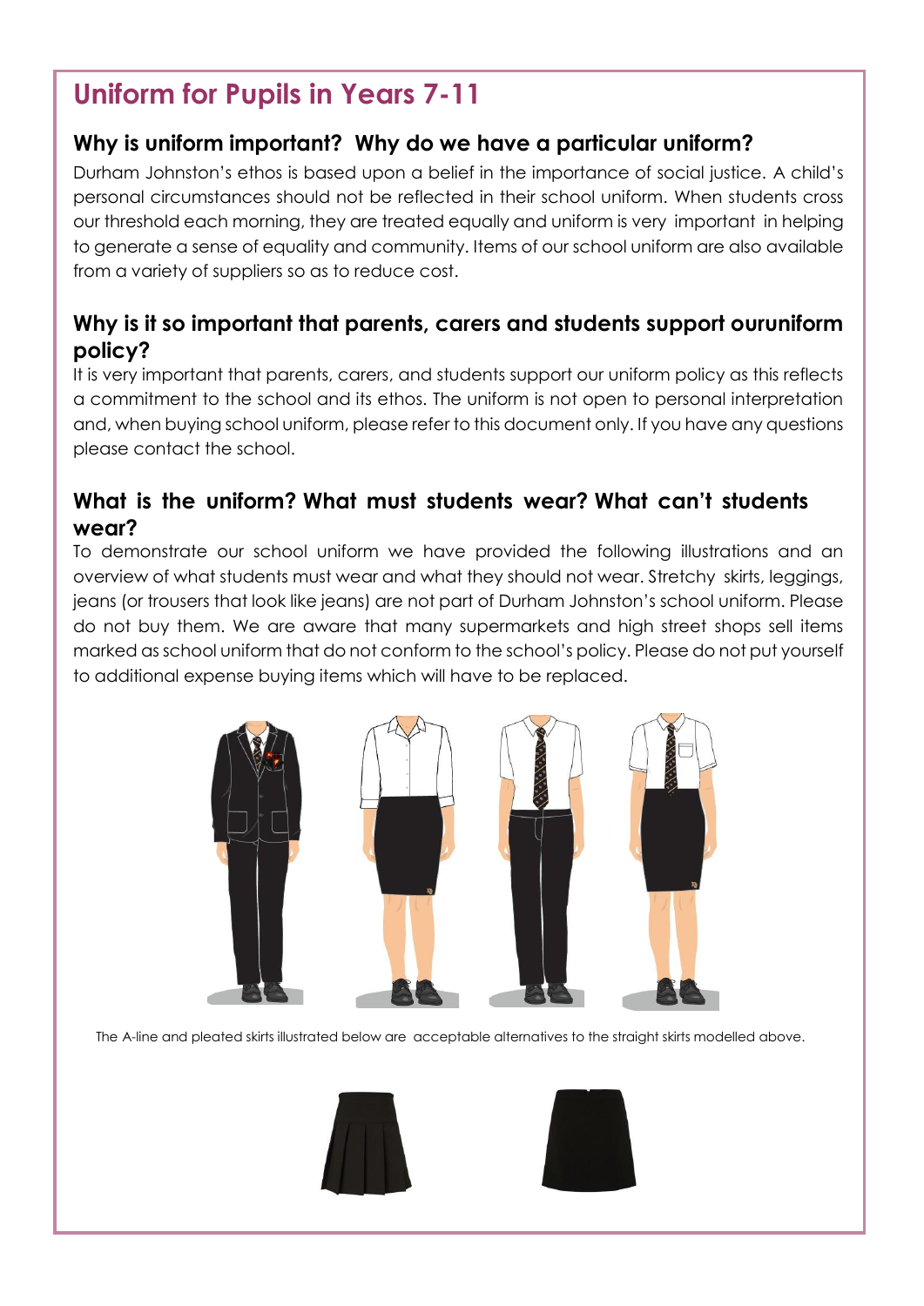# Uniform for Pupils in Years 7-11

## Why is uniform important? Why do we have a particular uniform?

Durham Johnston's ethos is based upon a belief in the importance of social justice. A child's personal circumstances should not be reflected in their school uniform. When students cross our threshold each morning, they are treated equally and uniform is very important in helping to generate a sense of equality and community. Items of our school uniform are also available from a variety of suppliers so as to reduce cost.

## Why is it so important that parents, carers and students support ouruniform policy?

It is very important that parents, carers, and students support our uniform policy as this reflects a commitment to the school and its ethos. The uniform is not open to personal interpretation and, when buying school uniform, please refer to this document only. If you have any questions please contact the school.

## What is the uniform? What must students wear? What can't students wear?

To demonstrate our school uniform we have provided the following illustrations and an overview of what students must wear and what they should not wear. Stretchy skirts, leggings, jeans (or trousers that look like jeans) are not part of Durham Johnston's school uniform. Please do not buy them. We are aware that many supermarkets and high street shops sell items marked as school uniform that do not conform to the school's policy. Please do not put yourself to additional expense buying items which will have to be replaced.

The A-line and pleated skirts illustrated below are acceptable alternatives to the straight skirts modelled above.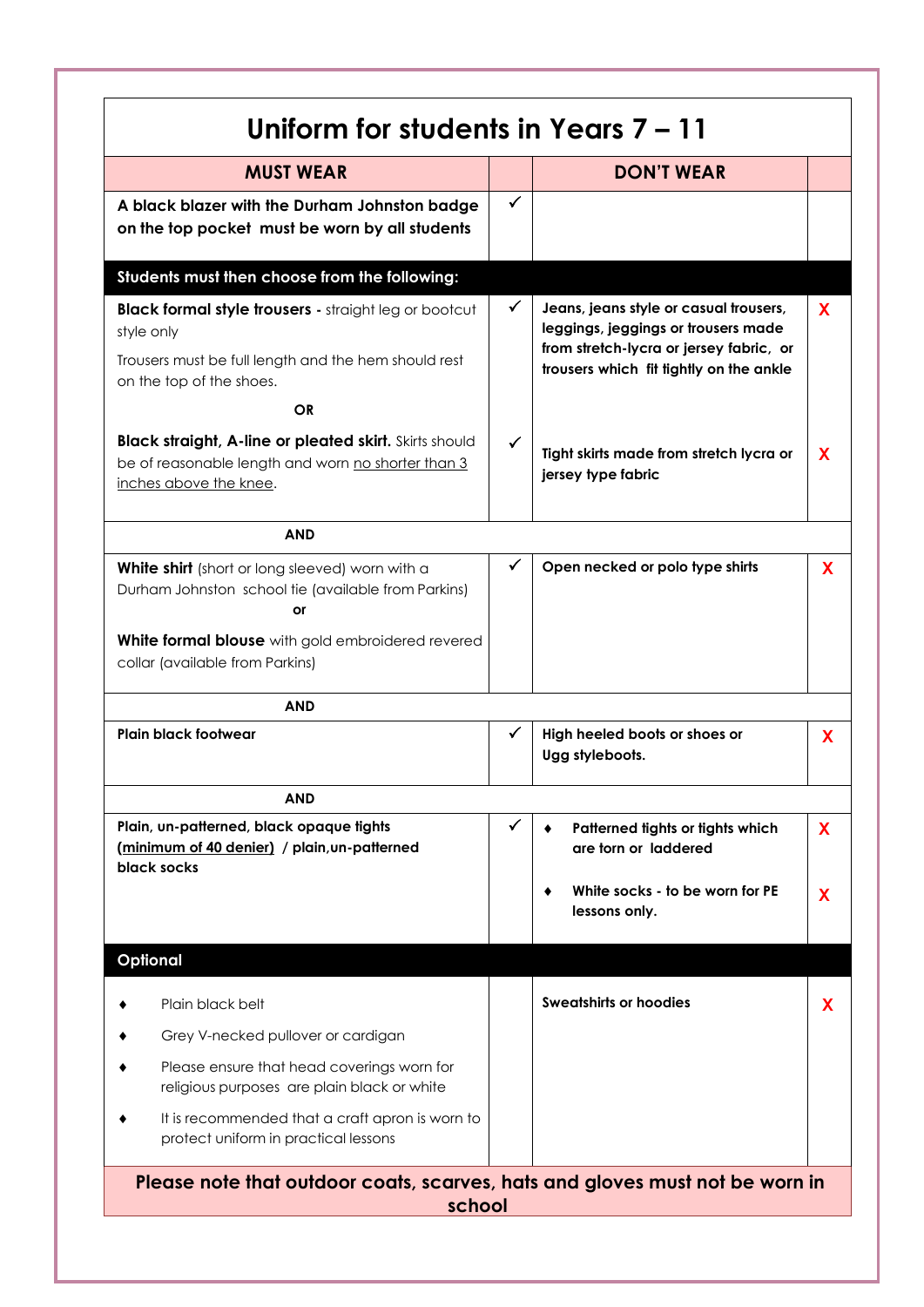# Uniform for students in Years 7 – 11

| MUST WEAR | | DON'T WEAR | |
|---|---|---|---|
| **A black blazer with the Durham Johnston badge on the top pocket must be worn by all students** | ✓ | | |
| **Students must then choose from the following:** | | | |
| **Black formal style trousers** - straight leg or bootcut style only<br>Trousers must be full length and the hem should rest on the top of the shoes. | ✓ | **Jeans, jeans style or casual trousers, leggings, jeggings or trousers made from stretch-lycra or jersey fabric, or trousers which fit tightly on the ankle** | X |
| **OR** | | | |
| **Black straight, A-line or pleated skirt.** Skirts should be of reasonable length and worn <u>no shorter than 3 inches above the knee</u>. | ✓ | **Tight skirts made from stretch lycra or jersey type fabric** | X |
| **AND** | | | |
| **White shirt** (short or long sleeved) worn with a Durham Johnston school tie (available from Parkins)<br>**or**<br>**White formal blouse** with gold embroidered revered collar (available from Parkins) | ✓ | **Open necked or polo type shirts** | X |
| **AND** | | | |
| **Plain black footwear** | ✓ | **High heeled boots or shoes or Ugg styleboots.** | X |
| **AND** | | | |
| **Plain, un-patterned, black opaque tights (<u>minimum of 40 denier</u>) / plain,un-patterned black socks** | ✓ | ♦ **Patterned tights or tights which are torn or laddered**<br>♦ **White socks - to be worn for PE lessons only.** | X<br>X |
| **Optional** | | | |
| ♦ Plain black belt<br>♦ Grey V-necked pullover or cardigan<br>♦ Please ensure that head coverings worn for religious purposes are plain black or white<br>♦ It is recommended that a craft apron is worn to protect uniform in practical lessons | | **Sweatshirts or hoodies** | X |

**Please note that outdoor coats, scarves, hats and gloves must not be worn in school**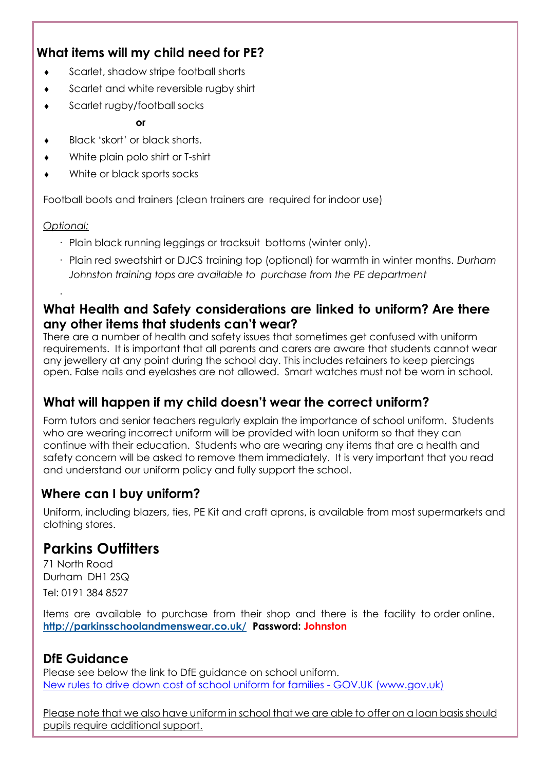## What items will my child need for PE?

- Scarlet, shadow stripe football shorts
- Scarlet and white reversible rugby shirt
- Scarlet rugby/football socks

**or**

- Black 'skort' or black shorts.
- White plain polo shirt or T-shirt
- White or black sports socks

Football boots and trainers (clean trainers are required for indoor use)

*Optional:*

- Plain black running leggings or tracksuit bottoms (winter only).
- Plain red sweatshirt or DJCS training top (optional) for warmth in winter months. *Durham Johnston training tops are available to purchase from the PE department*

## What Health and Safety considerations are linked to uniform? Are there any other items that students can't wear?

There are a number of health and safety issues that sometimes get confused with uniform requirements. It is important that all parents and carers are aware that students cannot wear any jewellery at any point during the school day. This includes retainers to keep piercings open. False nails and eyelashes are not allowed. Smart watches must not be worn in school.

## What will happen if my child doesn't wear the correct uniform?

Form tutors and senior teachers regularly explain the importance of school uniform. Students who are wearing incorrect uniform will be provided with loan uniform so that they can continue with their education. Students who are wearing any items that are a health and safety concern will be asked to remove them immediately. It is very important that you read and understand our uniform policy and fully support the school.

## Where can I buy uniform?

Uniform, including blazers, ties, PE Kit and craft aprons, is available from most supermarkets and clothing stores.

## Parkins Outfitters

71 North Road
Durham DH1 2SQ
Tel: 0191 384 8527

Items are available to purchase from their shop and there is the facility to order online. [http://parkinsschoolandmenswear.co.uk/](http://parkinsschoolandmenswear.co.uk/) **Password: Johnston**

## DfE Guidance

Please see below the link to DfE guidance on school uniform.
New rules to drive down cost of school uniform for families - GOV.UK (www.gov.uk)

Please note that we also have uniform in school that we are able to offer on a loan basis should pupils require additional support.